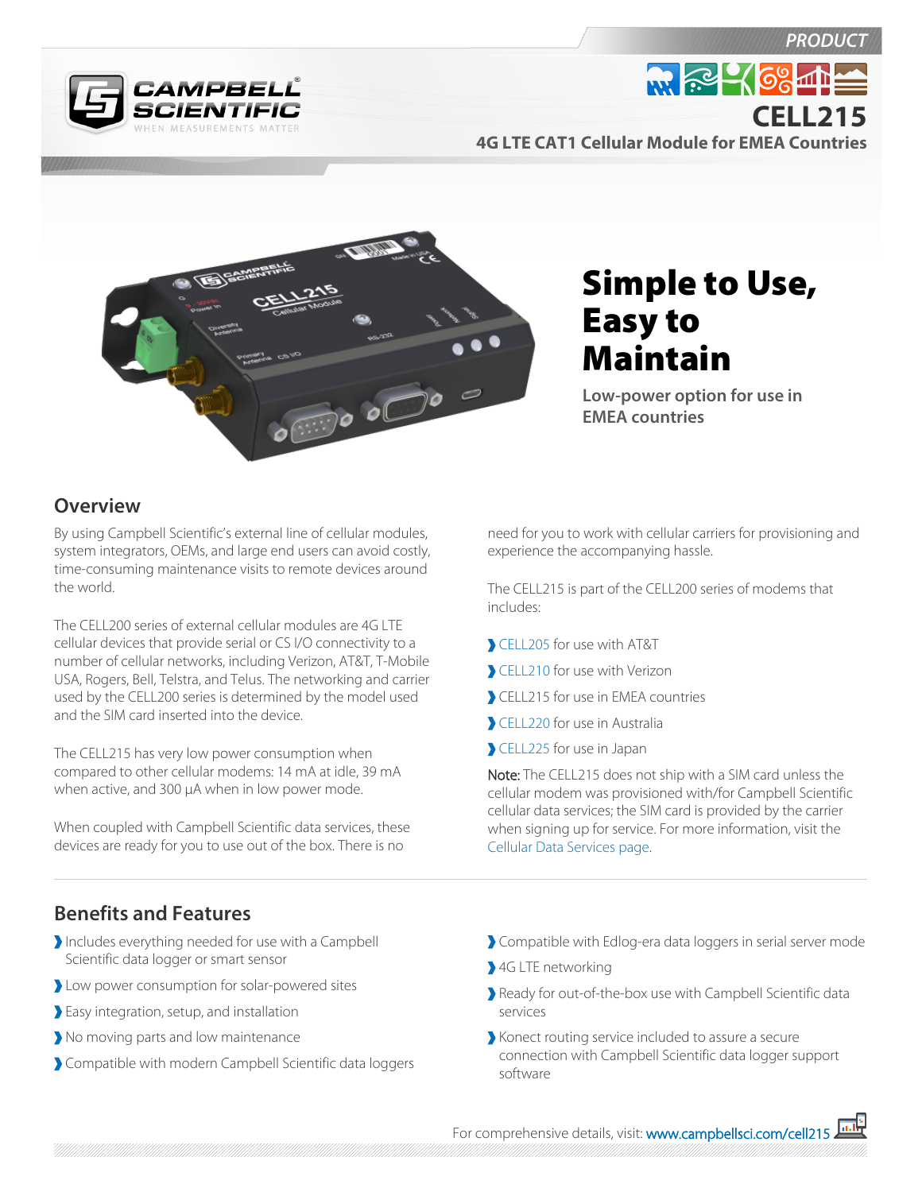PRODUCT

# CELL215

## 4G LTE CAT1 Cellular Module for EMEA Countries

# Simple to Use, Easy to Maintain

**Low-power option for use in EMEA countries**

## Overview

By using Campbell Scientific's external line of cellular modules, system integrators, OEMs, and large end users can avoid costly, time-consuming maintenance visits to remote devices around the world.

The CELL200 series of external cellular modules are 4G LTE cellular devices that provide serial or CS I/O connectivity to a number of cellular networks, including Verizon, AT&T, T-Mobile USA, Rogers, Bell, Telstra, and Telus. The networking and carrier used by the CELL200 series is determined by the model used and the SIM card inserted into the device.

The CELL215 has very low power consumption when compared to other cellular modems: 14 mA at idle, 39 mA when active, and 300 µA when in low power mode.

When coupled with Campbell Scientific data services, these devices are ready for you to use out of the box. There is no need for you to work with cellular carriers for provisioning and experience the accompanying hassle.

The CELL215 is part of the CELL200 series of modems that includes:

- CELL205 for use with AT&T
- CELL210 for use with Verizon
- CELL215 for use in EMEA countries
- CELL220 for use in Australia
- CELL225 for use in Japan

Note: The CELL215 does not ship with a SIM card unless the cellular modem was provisioned with/for Campbell Scientific cellular data services; the SIM card is provided by the carrier when signing up for service. For more information, visit the Cellular Data Services page.

## Benefits and Features

- Includes everything needed for use with a Campbell Scientific data logger or smart sensor
- Low power consumption for solar-powered sites
- Easy integration, setup, and installation
- No moving parts and low maintenance
- Compatible with modern Campbell Scientific data loggers
- Compatible with Edlog-era data loggers in serial server mode
- 4G LTE networking
- Ready for out-of-the-box use with Campbell Scientific data services
- Konect routing service included to assure a secure connection with Campbell Scientific data logger support software

For comprehensive details, visit: www.campbellsci.com/cell215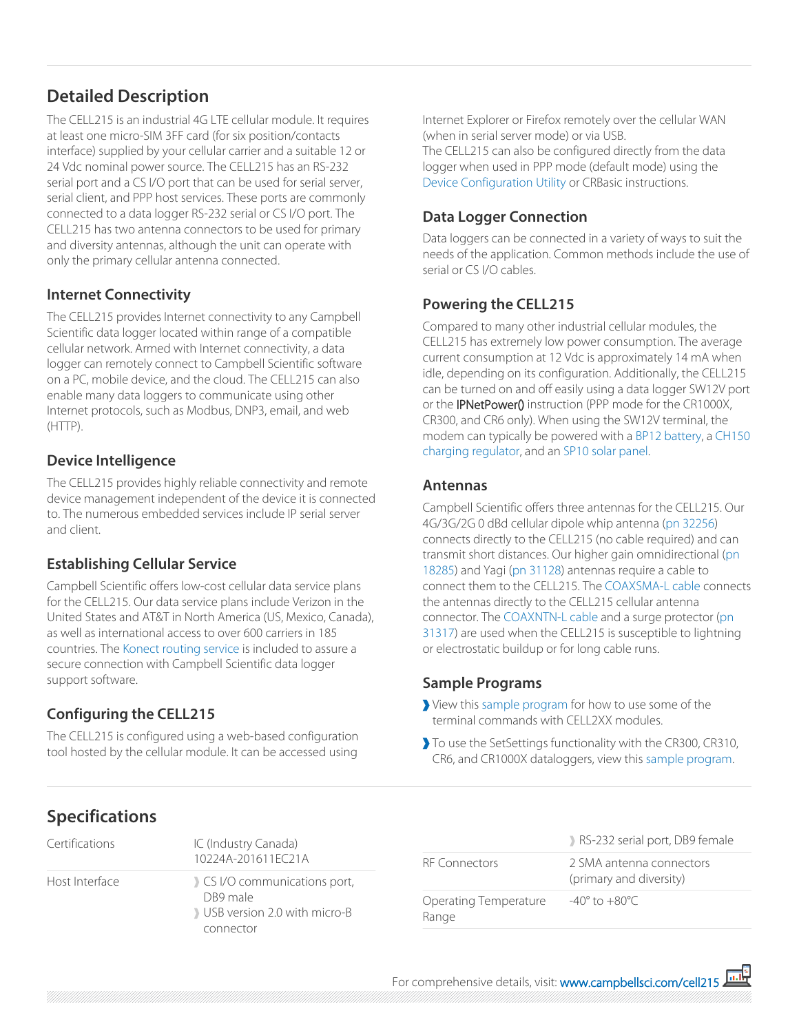## Detailed Description

The CELL215 is an industrial 4G LTE cellular module. It requires at least one micro-SIM 3FF card (for six position/contacts interface) supplied by your cellular carrier and a suitable 12 or 24 Vdc nominal power source. The CELL215 has an RS-232 serial port and a CS I/O port that can be used for serial server, serial client, and PPP host services. These ports are commonly connected to a data logger RS-232 serial or CS I/O port. The CELL215 has two antenna connectors to be used for primary and diversity antennas, although the unit can operate with only the primary cellular antenna connected.

### Internet Connectivity

The CELL215 provides Internet connectivity to any Campbell Scientific data logger located within range of a compatible cellular network. Armed with Internet connectivity, a data logger can remotely connect to Campbell Scientific software on a PC, mobile device, and the cloud. The CELL215 can also enable many data loggers to communicate using other Internet protocols, such as Modbus, DNP3, email, and web (HTTP).

### Device Intelligence

The CELL215 provides highly reliable connectivity and remote device management independent of the device it is connected to. The numerous embedded services include IP serial server and client.

### Establishing Cellular Service

Campbell Scientific offers low-cost cellular data service plans for the CELL215. Our data service plans include Verizon in the United States and AT&T in North America (US, Mexico, Canada), as well as international access to over 600 carriers in 185 countries. The Konect routing service is included to assure a secure connection with Campbell Scientific data logger support software.

### Configuring the CELL215

The CELL215 is configured using a web-based configuration tool hosted by the cellular module. It can be accessed using Internet Explorer or Firefox remotely over the cellular WAN (when in serial server mode) or via USB.

The CELL215 can also be configured directly from the data logger when used in PPP mode (default mode) using the Device Configuration Utility or CRBasic instructions.

### Data Logger Connection

Data loggers can be connected in a variety of ways to suit the needs of the application. Common methods include the use of serial or CS I/O cables.

### Powering the CELL215

Compared to many other industrial cellular modules, the CELL215 has extremely low power consumption. The average current consumption at 12 Vdc is approximately 14 mA when idle, depending on its configuration. Additionally, the CELL215 can be turned on and off easily using a data logger SW12V port or the IPNetPower() instruction (PPP mode for the CR1000X, CR300, and CR6 only). When using the SW12V terminal, the modem can typically be powered with a BP12 battery, a CH150 charging regulator, and an SP10 solar panel.

### Antennas

Campbell Scientific offers three antennas for the CELL215. Our 4G/3G/2G 0 dBd cellular dipole whip antenna (pn 32256) connects directly to the CELL215 (no cable required) and can transmit short distances. Our higher gain omnidirectional (pn 18285) and Yagi (pn 31128) antennas require a cable to connect them to the CELL215. The COAXSMA-L cable connects the antennas directly to the CELL215 cellular antenna connector. The COAXNTN-L cable and a surge protector (pn 31317) are used when the CELL215 is susceptible to lightning or electrostatic buildup or for long cable runs.

### Sample Programs

- View this sample program for how to use some of the terminal commands with CELL2XX modules.
- To use the SetSettings functionality with the CR300, CR310, CR6, and CR1000X dataloggers, view this sample program.

## Specifications

| | |
|---|---|
| Certifications | IC (Industry Canada) 10224A-201611EC21A |
| Host Interface | CS I/O communications port, DB9 male<br>USB version 2.0 with micro-B connector<br>RS-232 serial port, DB9 female |
| RF Connectors | 2 SMA antenna connectors (primary and diversity) |
| Operating Temperature Range | -40° to +80°C |

For comprehensive details, visit: www.campbellsci.com/cell215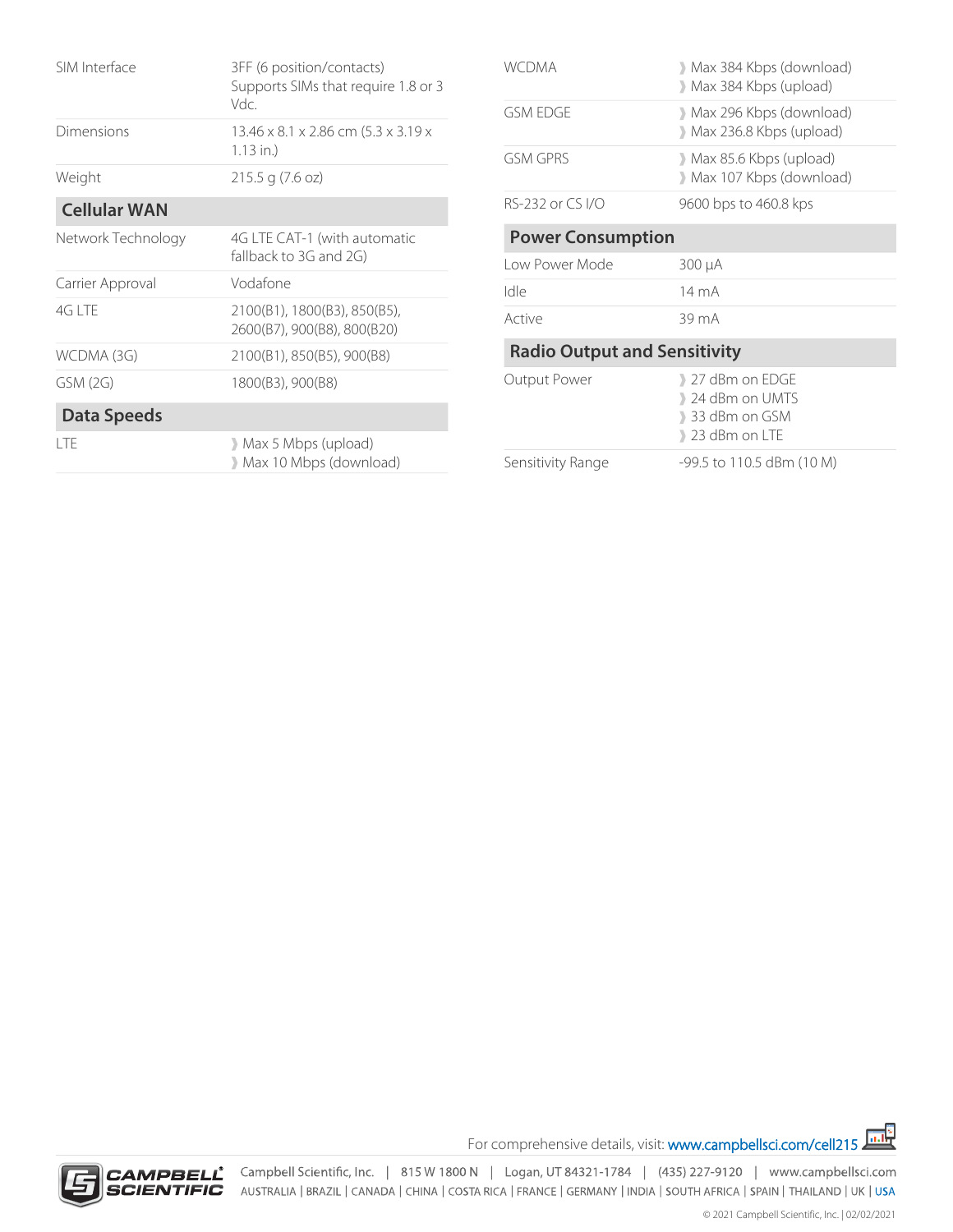| | |
|---|---|
| SIM Interface | 3FF (6 position/contacts) Supports SIMs that require 1.8 or 3 Vdc. |
| Dimensions | 13.46 x 8.1 x 2.86 cm (5.3 x 3.19 x 1.13 in.) |
| Weight | 215.5 g (7.6 oz) |

## Cellular WAN

| | |
|---|---|
| Network Technology | 4G LTE CAT-1 (with automatic fallback to 3G and 2G) |
| Carrier Approval | Vodafone |
| 4G LTE | 2100(B1), 1800(B3), 850(B5), 2600(B7), 900(B8), 800(B20) |
| WCDMA (3G) | 2100(B1), 850(B5), 900(B8) |
| GSM (2G) | 1800(B3), 900(B8) |

## Data Speeds

| | |
|---|---|
| LTE | Max 5 Mbps (upload)<br>Max 10 Mbps (download) |
| WCDMA | Max 384 Kbps (download)<br>Max 384 Kbps (upload) |
| GSM EDGE | Max 296 Kbps (download)<br>Max 236.8 Kbps (upload) |
| GSM GPRS | Max 85.6 Kbps (upload)<br>Max 107 Kbps (download) |
| RS-232 or CS I/O | 9600 bps to 460.8 kps |

## Power Consumption

| | |
|---|---|
| Low Power Mode | 300 µA |
| Idle | 14 mA |
| Active | 39 mA |

## Radio Output and Sensitivity

| | |
|---|---|
| Output Power | 27 dBm on EDGE<br>24 dBm on UMTS<br>33 dBm on GSM<br>23 dBm on LTE |
| Sensitivity Range | -99.5 to 110.5 dBm (10 M) |

For comprehensive details, visit: www.campbellsci.com/cell215

Campbell Scientific, Inc. | 815 W 1800 N | Logan, UT 84321-1784 | (435) 227-9120 | www.campbellsci.com

AUSTRALIA | BRAZIL | CANADA | CHINA | COSTA RICA | FRANCE | GERMANY | INDIA | SOUTH AFRICA | SPAIN | THAILAND | UK | USA

© 2021 Campbell Scientific, Inc. | 02/02/2021